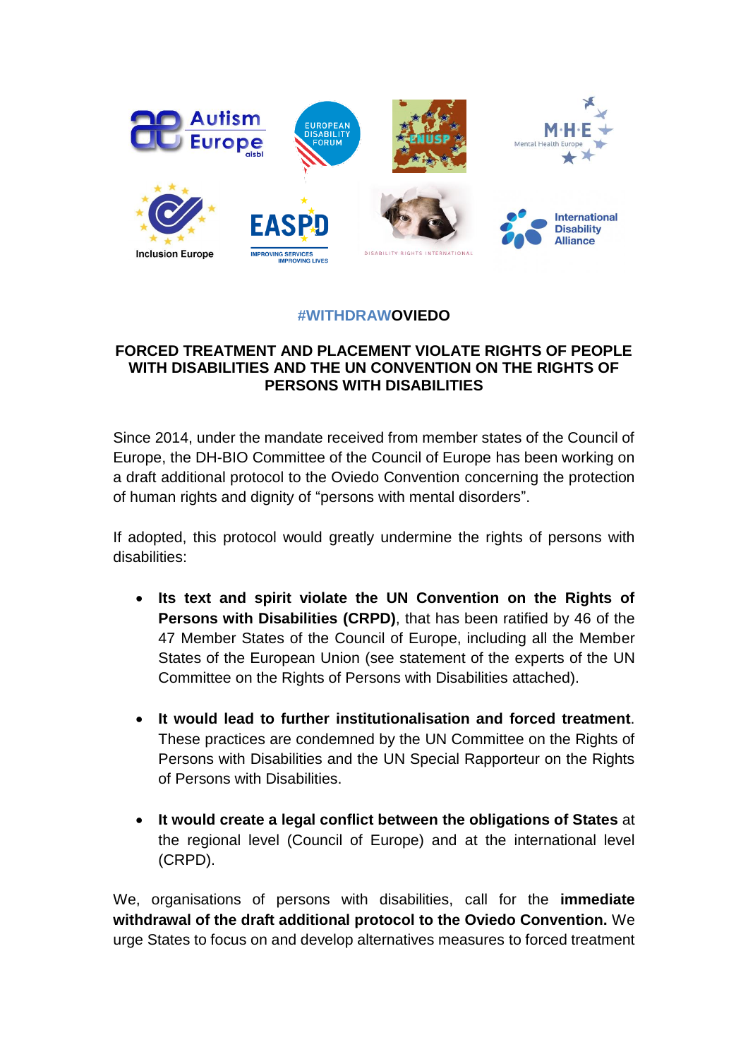**#WITHDRAWOVIEDO**

**FORCED TREATMENT AND PLACEMENT VIOLATE RIGHTS OF PEOPLE WITH DISABILITIES AND THE UN CONVENTION ON THE RIGHTS OF PERSONS WITH DISABILITIES**

Since 2014, under the mandate received from member states of the Council of Europe, the DH-BIO Committee of the Council of Europe has been working on a draft additional protocol to the Oviedo Convention concerning the protection of human rights and dignity of "persons with mental disorders".

If adopted, this protocol would greatly undermine the rights of persons with disabilities:

- **Its text and spirit violate the UN Convention on the Rights of Persons with Disabilities (CRPD)**, that has been ratified by 46 of the 47 Member States of the Council of Europe, including all the Member States of the European Union (see statement of the experts of the UN Committee on the Rights of Persons with Disabilities attached).

- **It would lead to further institutionalisation and forced treatment**. These practices are condemned by the UN Committee on the Rights of Persons with Disabilities and the UN Special Rapporteur on the Rights of Persons with Disabilities.

- **It would create a legal conflict between the obligations of States** at the regional level (Council of Europe) and at the international level (CRPD).

We, organisations of persons with disabilities, call for the **immediate withdrawal of the draft additional protocol to the Oviedo Convention.** We urge States to focus on and develop alternatives measures to forced treatment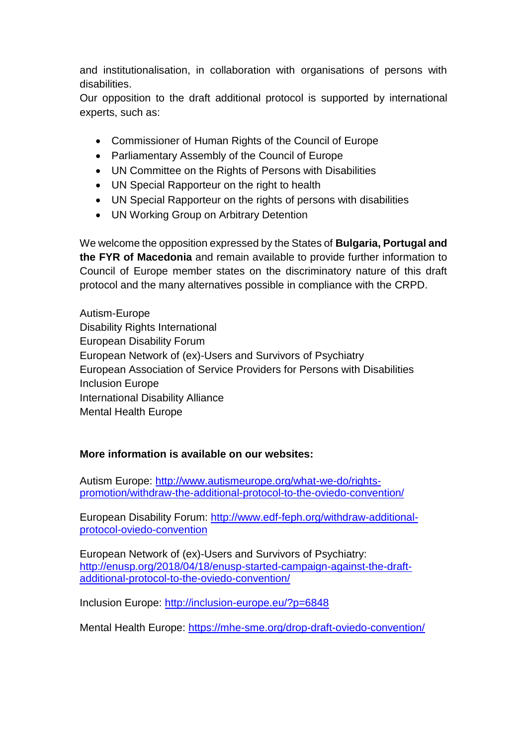and institutionalisation, in collaboration with organisations of persons with disabilities.
Our opposition to the draft additional protocol is supported by international experts, such as:

- Commissioner of Human Rights of the Council of Europe
- Parliamentary Assembly of the Council of Europe
- UN Committee on the Rights of Persons with Disabilities
- UN Special Rapporteur on the right to health
- UN Special Rapporteur on the rights of persons with disabilities
- UN Working Group on Arbitrary Detention

We welcome the opposition expressed by the States of **Bulgaria, Portugal and the FYR of Macedonia** and remain available to provide further information to Council of Europe member states on the discriminatory nature of this draft protocol and the many alternatives possible in compliance with the CRPD.

Autism-Europe
Disability Rights International
European Disability Forum
European Network of (ex)-Users and Survivors of Psychiatry
European Association of Service Providers for Persons with Disabilities
Inclusion Europe
International Disability Alliance
Mental Health Europe

**More information is available on our websites:**

Autism Europe: [http://www.autismeurope.org/what-we-do/rights-promotion/withdraw-the-additional-protocol-to-the-oviedo-convention/](http://www.autismeurope.org/what-we-do/rights-promotion/withdraw-the-additional-protocol-to-the-oviedo-convention/)

European Disability Forum: [http://www.edf-feph.org/withdraw-additional-protocol-oviedo-convention](http://www.edf-feph.org/withdraw-additional-protocol-oviedo-convention)

European Network of (ex)-Users and Survivors of Psychiatry: [http://enusp.org/2018/04/18/enusp-started-campaign-against-the-draft-additional-protocol-to-the-oviedo-convention/](http://enusp.org/2018/04/18/enusp-started-campaign-against-the-draft-additional-protocol-to-the-oviedo-convention/)

Inclusion Europe: [http://inclusion-europe.eu/?p=6848](http://inclusion-europe.eu/?p=6848)

Mental Health Europe: [https://mhe-sme.org/drop-draft-oviedo-convention/](https://mhe-sme.org/drop-draft-oviedo-convention/)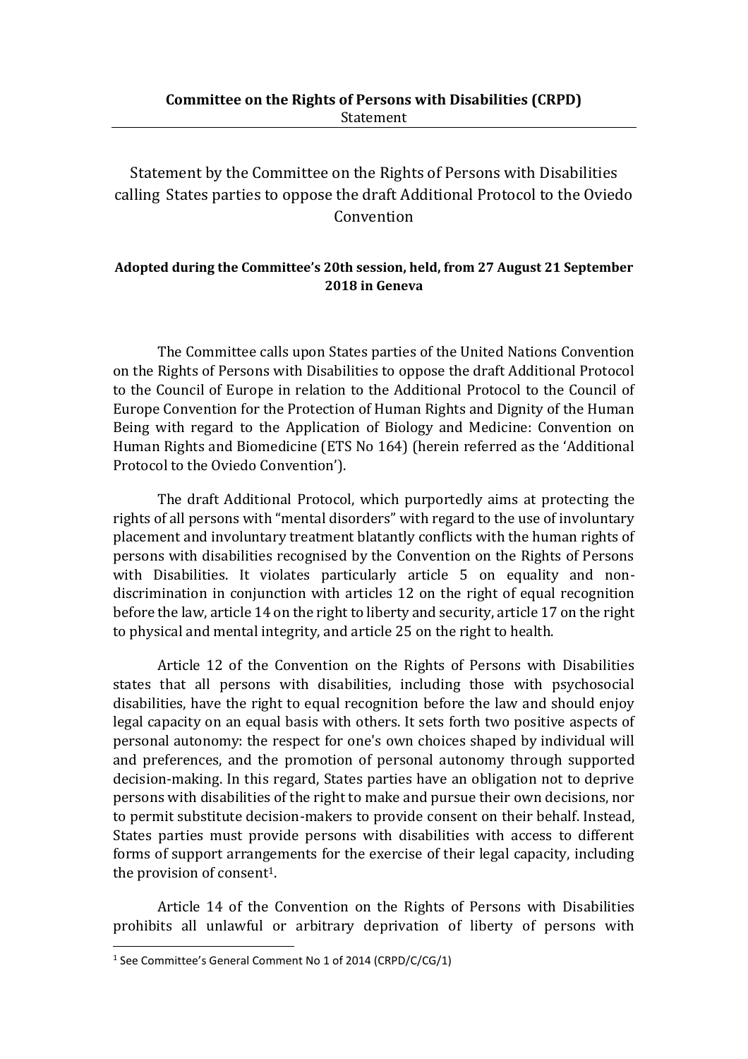**Committee on the Rights of Persons with Disabilities (CRPD)**
Statement

# Statement by the Committee on the Rights of Persons with Disabilities calling States parties to oppose the draft Additional Protocol to the Oviedo Convention

**Adopted during the Committee's 20th session, held, from 27 August 21 September 2018 in Geneva**

The Committee calls upon States parties of the United Nations Convention on the Rights of Persons with Disabilities to oppose the draft Additional Protocol to the Council of Europe in relation to the Additional Protocol to the Council of Europe Convention for the Protection of Human Rights and Dignity of the Human Being with regard to the Application of Biology and Medicine: Convention on Human Rights and Biomedicine (ETS No 164) (herein referred as the 'Additional Protocol to the Oviedo Convention').

The draft Additional Protocol, which purportedly aims at protecting the rights of all persons with "mental disorders" with regard to the use of involuntary placement and involuntary treatment blatantly conflicts with the human rights of persons with disabilities recognised by the Convention on the Rights of Persons with Disabilities. It violates particularly article 5 on equality and non-discrimination in conjunction with articles 12 on the right of equal recognition before the law, article 14 on the right to liberty and security, article 17 on the right to physical and mental integrity, and article 25 on the right to health.

Article 12 of the Convention on the Rights of Persons with Disabilities states that all persons with disabilities, including those with psychosocial disabilities, have the right to equal recognition before the law and should enjoy legal capacity on an equal basis with others. It sets forth two positive aspects of personal autonomy: the respect for one's own choices shaped by individual will and preferences, and the promotion of personal autonomy through supported decision-making. In this regard, States parties have an obligation not to deprive persons with disabilities of the right to make and pursue their own decisions, nor to permit substitute decision-makers to provide consent on their behalf. Instead, States parties must provide persons with disabilities with access to different forms of support arrangements for the exercise of their legal capacity, including the provision of consent[1].

Article 14 of the Convention on the Rights of Persons with Disabilities prohibits all unlawful or arbitrary deprivation of liberty of persons with

[1] See Committee's General Comment No 1 of 2014 (CRPD/C/CG/1)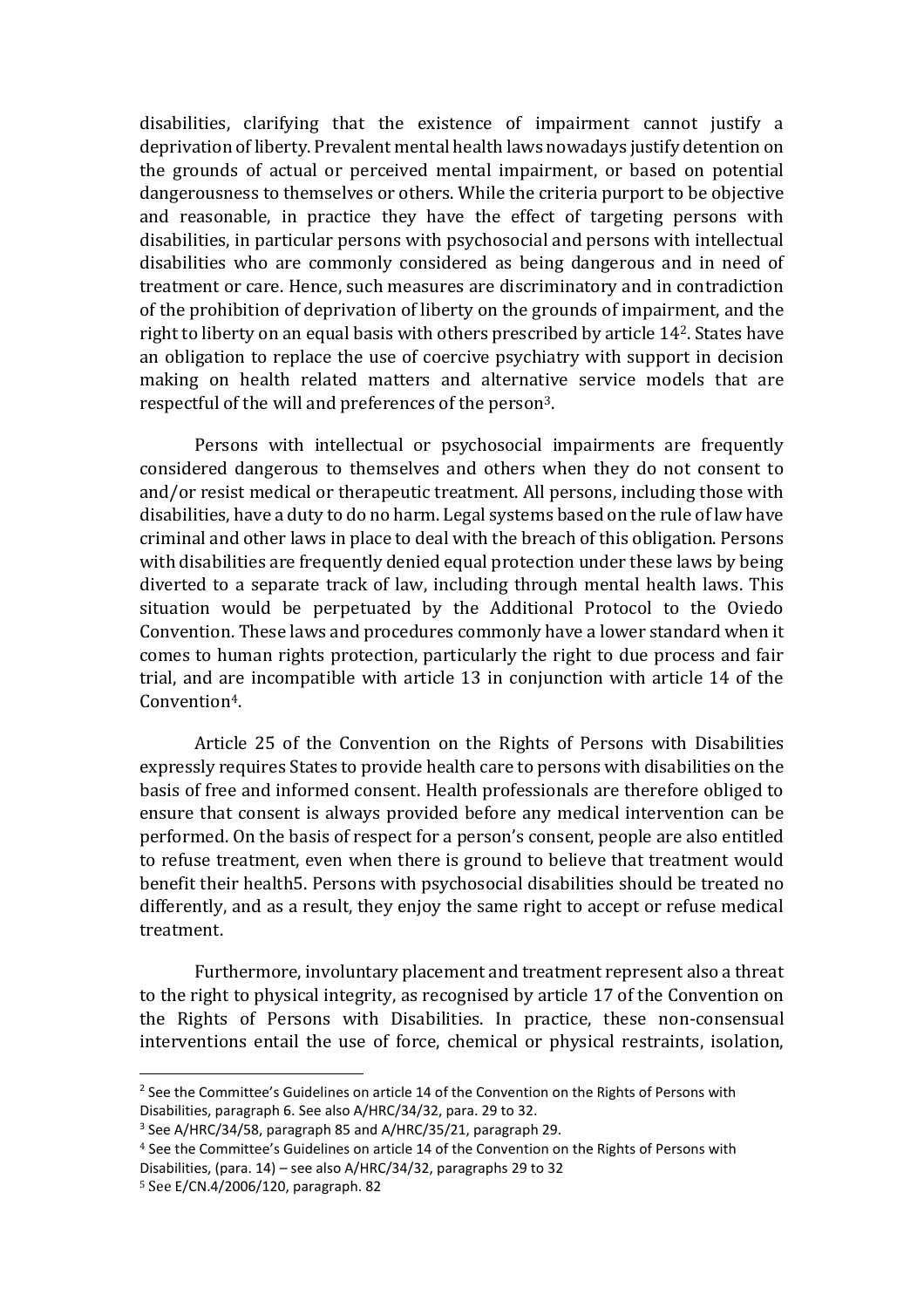disabilities, clarifying that the existence of impairment cannot justify a deprivation of liberty. Prevalent mental health laws nowadays justify detention on the grounds of actual or perceived mental impairment, or based on potential dangerousness to themselves or others. While the criteria purport to be objective and reasonable, in practice they have the effect of targeting persons with disabilities, in particular persons with psychosocial and persons with intellectual disabilities who are commonly considered as being dangerous and in need of treatment or care. Hence, such measures are discriminatory and in contradiction of the prohibition of deprivation of liberty on the grounds of impairment, and the right to liberty on an equal basis with others prescribed by article 14[2]. States have an obligation to replace the use of coercive psychiatry with support in decision making on health related matters and alternative service models that are respectful of the will and preferences of the person[3].

Persons with intellectual or psychosocial impairments are frequently considered dangerous to themselves and others when they do not consent to and/or resist medical or therapeutic treatment. All persons, including those with disabilities, have a duty to do no harm. Legal systems based on the rule of law have criminal and other laws in place to deal with the breach of this obligation. Persons with disabilities are frequently denied equal protection under these laws by being diverted to a separate track of law, including through mental health laws. This situation would be perpetuated by the Additional Protocol to the Oviedo Convention. These laws and procedures commonly have a lower standard when it comes to human rights protection, particularly the right to due process and fair trial, and are incompatible with article 13 in conjunction with article 14 of the Convention[4].

Article 25 of the Convention on the Rights of Persons with Disabilities expressly requires States to provide health care to persons with disabilities on the basis of free and informed consent. Health professionals are therefore obliged to ensure that consent is always provided before any medical intervention can be performed. On the basis of respect for a person's consent, people are also entitled to refuse treatment, even when there is ground to believe that treatment would benefit their health5. Persons with psychosocial disabilities should be treated no differently, and as a result, they enjoy the same right to accept or refuse medical treatment.

Furthermore, involuntary placement and treatment represent also a threat to the right to physical integrity, as recognised by article 17 of the Convention on the Rights of Persons with Disabilities. In practice, these non-consensual interventions entail the use of force, chemical or physical restraints, isolation,

---

[2] See the Committee's Guidelines on article 14 of the Convention on the Rights of Persons with Disabilities, paragraph 6. See also A/HRC/34/32, para. 29 to 32.

[3] See A/HRC/34/58, paragraph 85 and A/HRC/35/21, paragraph 29.

[4] See the Committee's Guidelines on article 14 of the Convention on the Rights of Persons with Disabilities, (para. 14) – see also A/HRC/34/32, paragraphs 29 to 32

[5] See E/CN.4/2006/120, paragraph. 82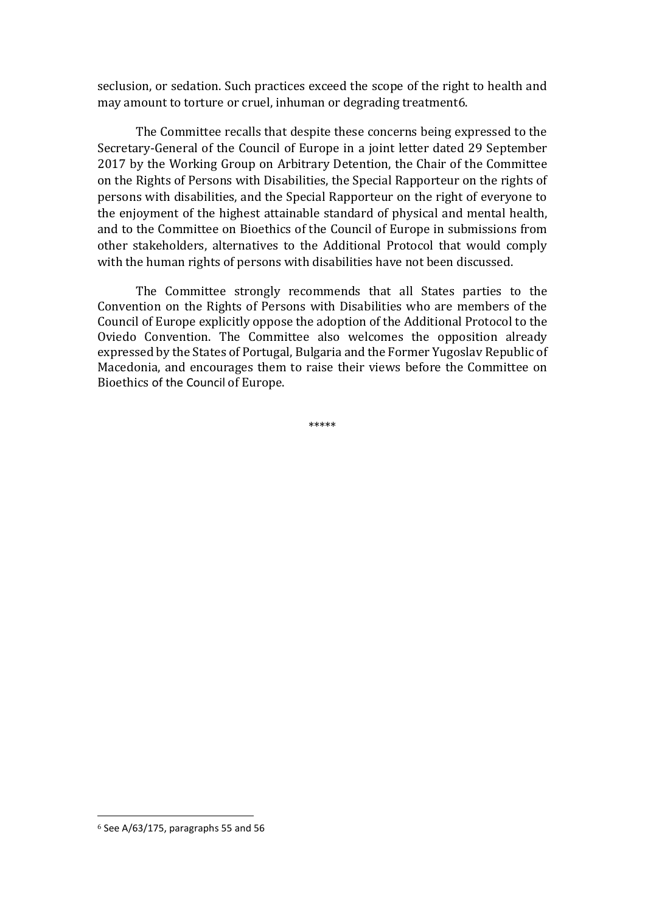seclusion, or sedation. Such practices exceed the scope of the right to health and may amount to torture or cruel, inhuman or degrading treatment[6].

The Committee recalls that despite these concerns being expressed to the Secretary-General of the Council of Europe in a joint letter dated 29 September 2017 by the Working Group on Arbitrary Detention, the Chair of the Committee on the Rights of Persons with Disabilities, the Special Rapporteur on the rights of persons with disabilities, and the Special Rapporteur on the right of everyone to the enjoyment of the highest attainable standard of physical and mental health, and to the Committee on Bioethics of the Council of Europe in submissions from other stakeholders, alternatives to the Additional Protocol that would comply with the human rights of persons with disabilities have not been discussed.

The Committee strongly recommends that all States parties to the Convention on the Rights of Persons with Disabilities who are members of the Council of Europe explicitly oppose the adoption of the Additional Protocol to the Oviedo Convention. The Committee also welcomes the opposition already expressed by the States of Portugal, Bulgaria and the Former Yugoslav Republic of Macedonia, and encourages them to raise their views before the Committee on Bioethics of the Council of Europe.

*****

[6] See A/63/175, paragraphs 55 and 56